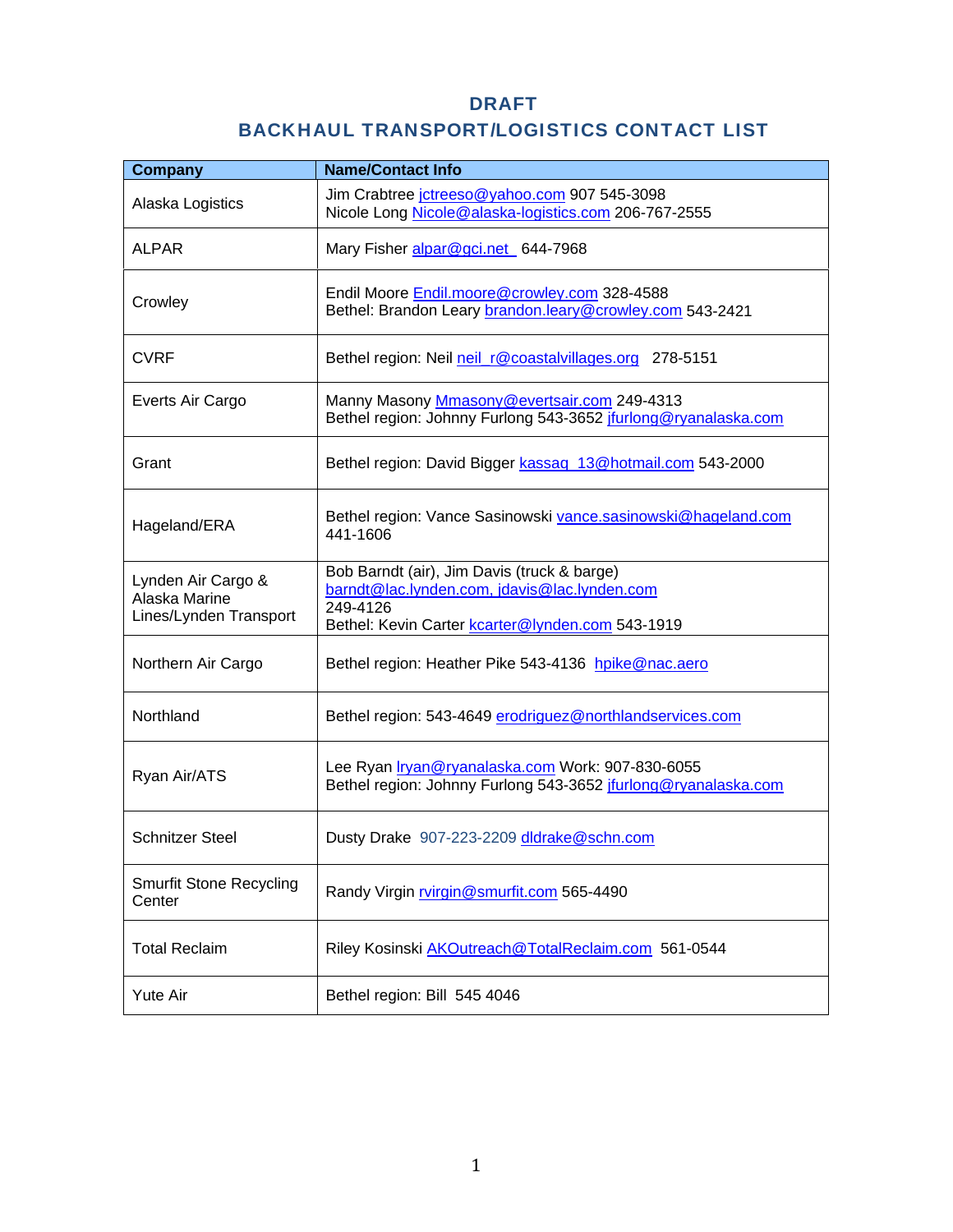# DRAFT
# BACKHAUL TRANSPORT/LOGISTICS CONTACT LIST

| Company | Name/Contact Info |
|---|---|
| Alaska Logistics | Jim Crabtree jctreeso@yahoo.com 907 545-3098<br>Nicole Long Nicole@alaska-logistics.com 206-767-2555 |
| ALPAR | Mary Fisher alpar@gci.net 644-7968 |
| Crowley | Endil Moore Endil.moore@crowley.com 328-4588<br>Bethel: Brandon Leary brandon.leary@crowley.com 543-2421 |
| CVRF | Bethel region: Neil neil_r@coastalvillages.org 278-5151 |
| Everts Air Cargo | Manny Masony Mmasony@evertsair.com 249-4313<br>Bethel region: Johnny Furlong 543-3652 jfurlong@ryanalaska.com |
| Grant | Bethel region: David Bigger kassaq_13@hotmail.com 543-2000 |
| Hageland/ERA | Bethel region: Vance Sasinowski vance.sasinowski@hageland.com<br>441-1606 |
| Lynden Air Cargo & Alaska Marine Lines/Lynden Transport | Bob Barndt (air), Jim Davis (truck & barge)<br>barndt@lac.lynden.com, jdavis@lac.lynden.com<br>249-4126<br>Bethel: Kevin Carter kcarter@lynden.com 543-1919 |
| Northern Air Cargo | Bethel region: Heather Pike 543-4136 hpike@nac.aero |
| Northland | Bethel region: 543-4649 erodriguez@northlandservices.com |
| Ryan Air/ATS | Lee Ryan lryan@ryanalaska.com Work: 907-830-6055<br>Bethel region: Johnny Furlong 543-3652 jfurlong@ryanalaska.com |
| Schnitzer Steel | Dusty Drake 907-223-2209 dldrake@schn.com |
| Smurfit Stone Recycling Center | Randy Virgin rvirgin@smurfit.com 565-4490 |
| Total Reclaim | Riley Kosinski AKOutreach@TotalReclaim.com 561-0544 |
| Yute Air | Bethel region: Bill 545 4046 |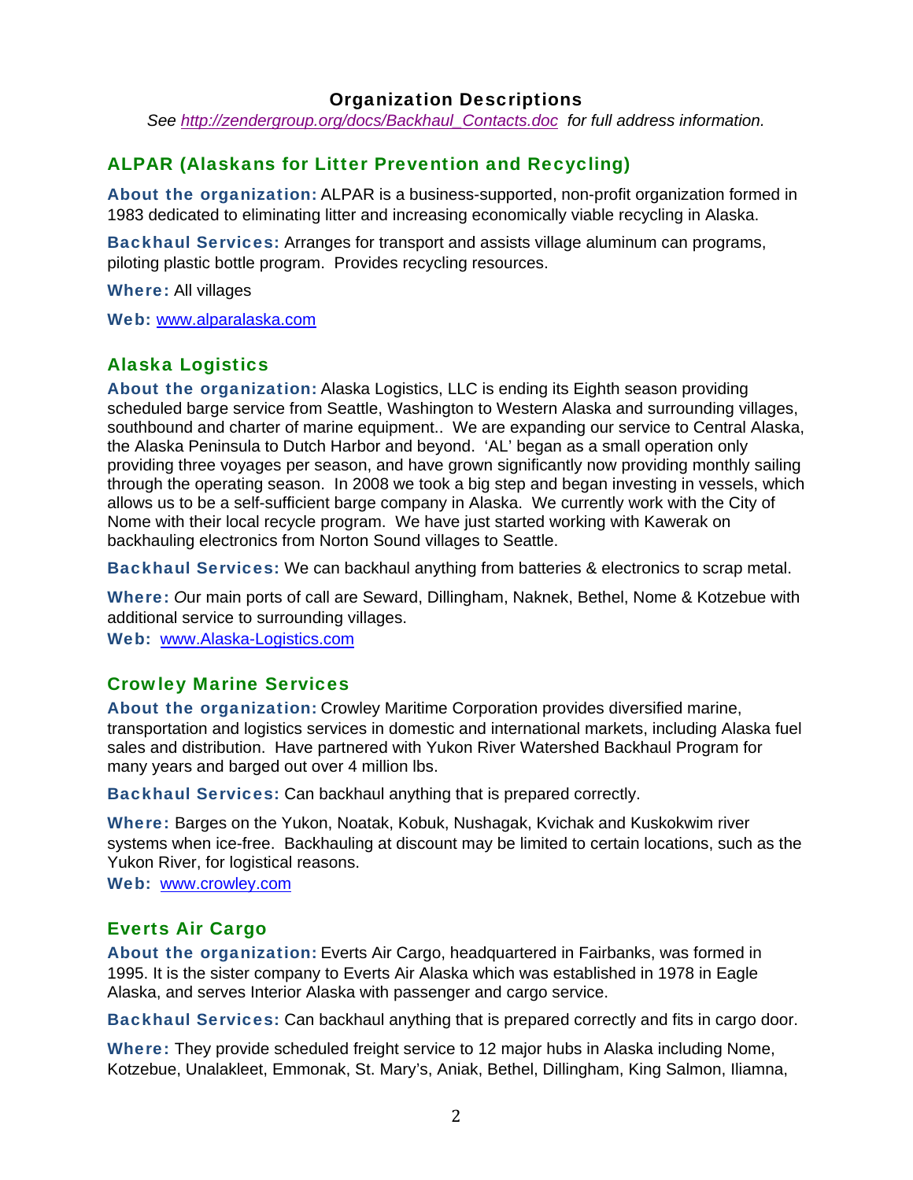# Organization Descriptions

*See [http://zendergroup.org/docs/Backhaul_Contacts.doc](http://zendergroup.org/docs/Backhaul_Contacts.doc) for full address information.*

## ALPAR (Alaskans for Litter Prevention and Recycling)

**About the organization:** ALPAR is a business-supported, non-profit organization formed in 1983 dedicated to eliminating litter and increasing economically viable recycling in Alaska.

**Backhaul Services:** Arranges for transport and assists village aluminum can programs, piloting plastic bottle program. Provides recycling resources.

**Where:** All villages

**Web:** [www.alparalaska.com](http://www.alparalaska.com)

## Alaska Logistics

**About the organization:** Alaska Logistics, LLC is ending its Eighth season providing scheduled barge service from Seattle, Washington to Western Alaska and surrounding villages, southbound and charter of marine equipment.. We are expanding our service to Central Alaska, the Alaska Peninsula to Dutch Harbor and beyond. 'AL' began as a small operation only providing three voyages per season, and have grown significantly now providing monthly sailing through the operating season. In 2008 we took a big step and began investing in vessels, which allows us to be a self-sufficient barge company in Alaska. We currently work with the City of Nome with their local recycle program. We have just started working with Kawerak on backhauling electronics from Norton Sound villages to Seattle.

**Backhaul Services:** We can backhaul anything from batteries & electronics to scrap metal.

**Where:** *O*ur main ports of call are Seward, Dillingham, Naknek, Bethel, Nome & Kotzebue with additional service to surrounding villages.

**Web:** [www.Alaska-Logistics.com](http://www.Alaska-Logistics.com)

## Crowley Marine Services

**About the organization:** Crowley Maritime Corporation provides diversified marine, transportation and logistics services in domestic and international markets, including Alaska fuel sales and distribution. Have partnered with Yukon River Watershed Backhaul Program for many years and barged out over 4 million lbs.

**Backhaul Services:** Can backhaul anything that is prepared correctly.

**Where:** Barges on the Yukon, Noatak, Kobuk, Nushagak, Kvichak and Kuskokwim river systems when ice-free. Backhauling at discount may be limited to certain locations, such as the Yukon River, for logistical reasons.

**Web:** [www.crowley.com](http://www.crowley.com)

## Everts Air Cargo

**About the organization:** Everts Air Cargo, headquartered in Fairbanks, was formed in 1995. It is the sister company to Everts Air Alaska which was established in 1978 in Eagle Alaska, and serves Interior Alaska with passenger and cargo service.

**Backhaul Services:** Can backhaul anything that is prepared correctly and fits in cargo door.

**Where:** They provide scheduled freight service to 12 major hubs in Alaska including Nome, Kotzebue, Unalakleet, Emmonak, St. Mary's, Aniak, Bethel, Dillingham, King Salmon, Iliamna,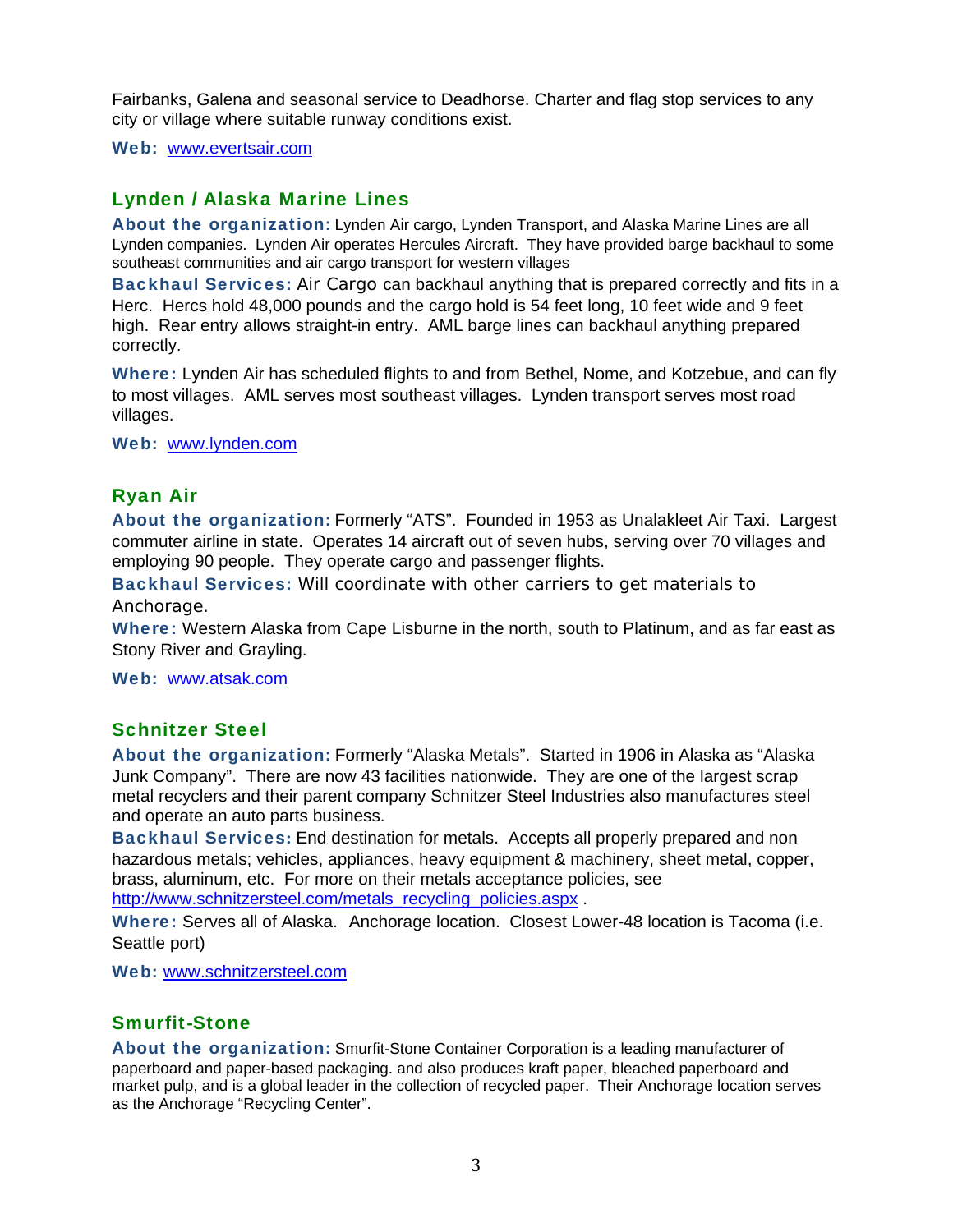Fairbanks, Galena and seasonal service to Deadhorse. Charter and flag stop services to any city or village where suitable runway conditions exist.

**Web:** [www.evertsair.com](http://www.evertsair.com)

## Lynden / Alaska Marine Lines

**About the organization:** Lynden Air cargo, Lynden Transport, and Alaska Marine Lines are all Lynden companies. Lynden Air operates Hercules Aircraft. They have provided barge backhaul to some southeast communities and air cargo transport for western villages

**Backhaul Services:** Air Cargo can backhaul anything that is prepared correctly and fits in a Herc. Hercs hold 48,000 pounds and the cargo hold is 54 feet long, 10 feet wide and 9 feet high. Rear entry allows straight-in entry. AML barge lines can backhaul anything prepared correctly.

**Where:** Lynden Air has scheduled flights to and from Bethel, Nome, and Kotzebue, and can fly to most villages. AML serves most southeast villages. Lynden transport serves most road villages.

**Web:** [www.lynden.com](http://www.lynden.com)

## Ryan Air

**About the organization:** Formerly "ATS". Founded in 1953 as Unalakleet Air Taxi. Largest commuter airline in state. Operates 14 aircraft out of seven hubs, serving over 70 villages and employing 90 people. They operate cargo and passenger flights.

**Backhaul Services:** Will coordinate with other carriers to get materials to Anchorage.

**Where:** Western Alaska from Cape Lisburne in the north, south to Platinum, and as far east as Stony River and Grayling.

**Web:** [www.atsak.com](http://www.atsak.com)

## Schnitzer Steel

**About the organization:** Formerly "Alaska Metals". Started in 1906 in Alaska as "Alaska Junk Company". There are now 43 facilities nationwide. They are one of the largest scrap metal recyclers and their parent company Schnitzer Steel Industries also manufactures steel and operate an auto parts business.

**Backhaul Services:** End destination for metals. Accepts all properly prepared and non hazardous metals; vehicles, appliances, heavy equipment & machinery, sheet metal, copper, brass, aluminum, etc. For more on their metals acceptance policies, see [http://www.schnitzersteel.com/metals_recycling_policies.aspx](http://www.schnitzersteel.com/metals_recycling_policies.aspx) .

**Where:** Serves all of Alaska. Anchorage location. Closest Lower-48 location is Tacoma (i.e. Seattle port)

**Web:** [www.schnitzersteel.com](http://www.schnitzersteel.com)

## Smurfit-Stone

**About the organization:** Smurfit-Stone Container Corporation is a leading manufacturer of paperboard and paper-based packaging. and also produces kraft paper, bleached paperboard and market pulp, and is a global leader in the collection of recycled paper. Their Anchorage location serves as the Anchorage "Recycling Center".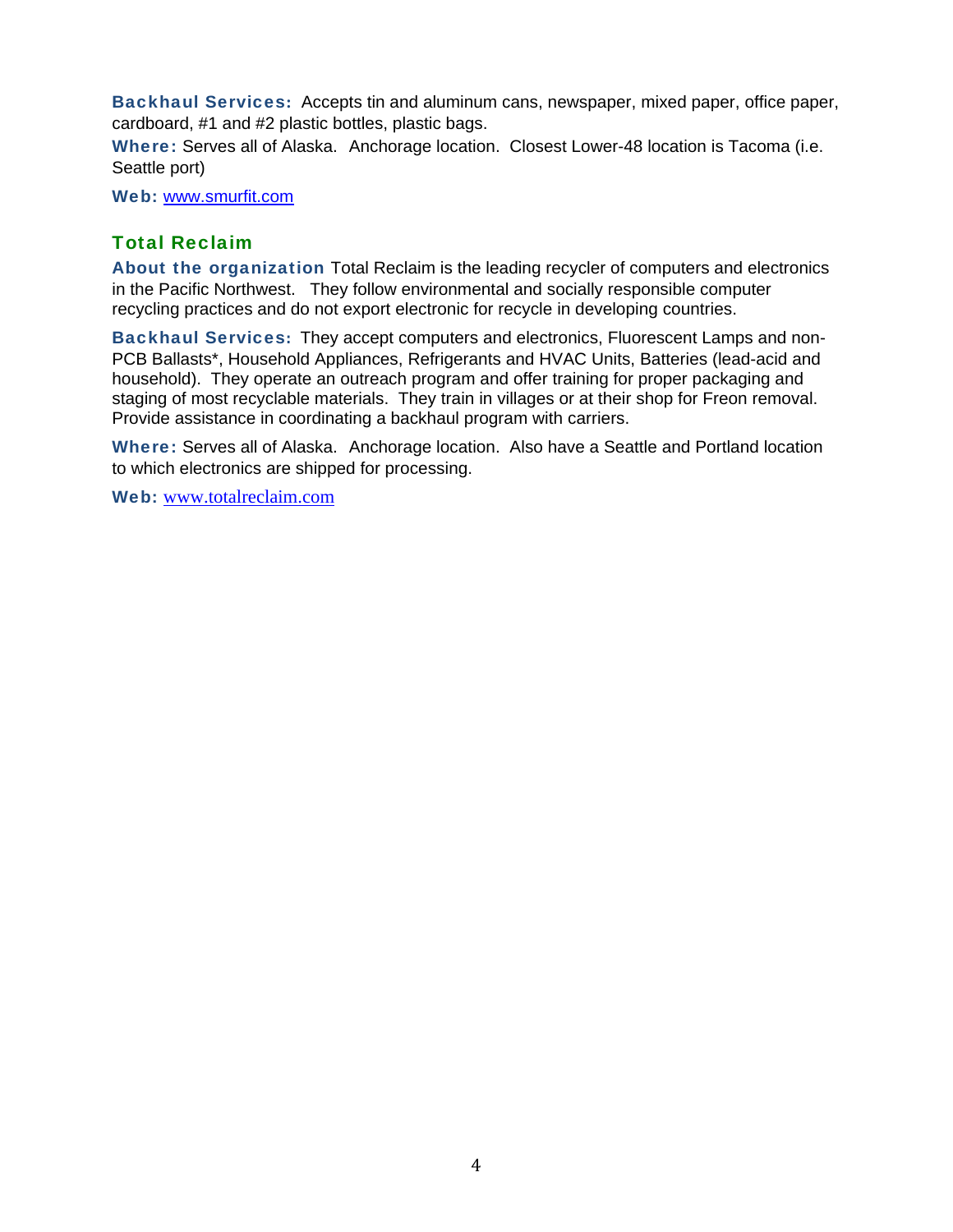**Backhaul Services:** Accepts tin and aluminum cans, newspaper, mixed paper, office paper, cardboard, #1 and #2 plastic bottles, plastic bags.

**Where:** Serves all of Alaska. Anchorage location. Closest Lower-48 location is Tacoma (i.e. Seattle port)

**Web:** [www.smurfit.com](http://www.smurfit.com)

## Total Reclaim

**About the organization** Total Reclaim is the leading recycler of computers and electronics in the Pacific Northwest. They follow environmental and socially responsible computer recycling practices and do not export electronic for recycle in developing countries.

**Backhaul Services:** They accept computers and electronics, Fluorescent Lamps and non-PCB Ballasts*, Household Appliances, Refrigerants and HVAC Units, Batteries (lead-acid and household). They operate an outreach program and offer training for proper packaging and staging of most recyclable materials. They train in villages or at their shop for Freon removal. Provide assistance in coordinating a backhaul program with carriers.

**Where:** Serves all of Alaska. Anchorage location. Also have a Seattle and Portland location to which electronics are shipped for processing.

**Web:** [www.totalreclaim.com](http://www.totalreclaim.com)